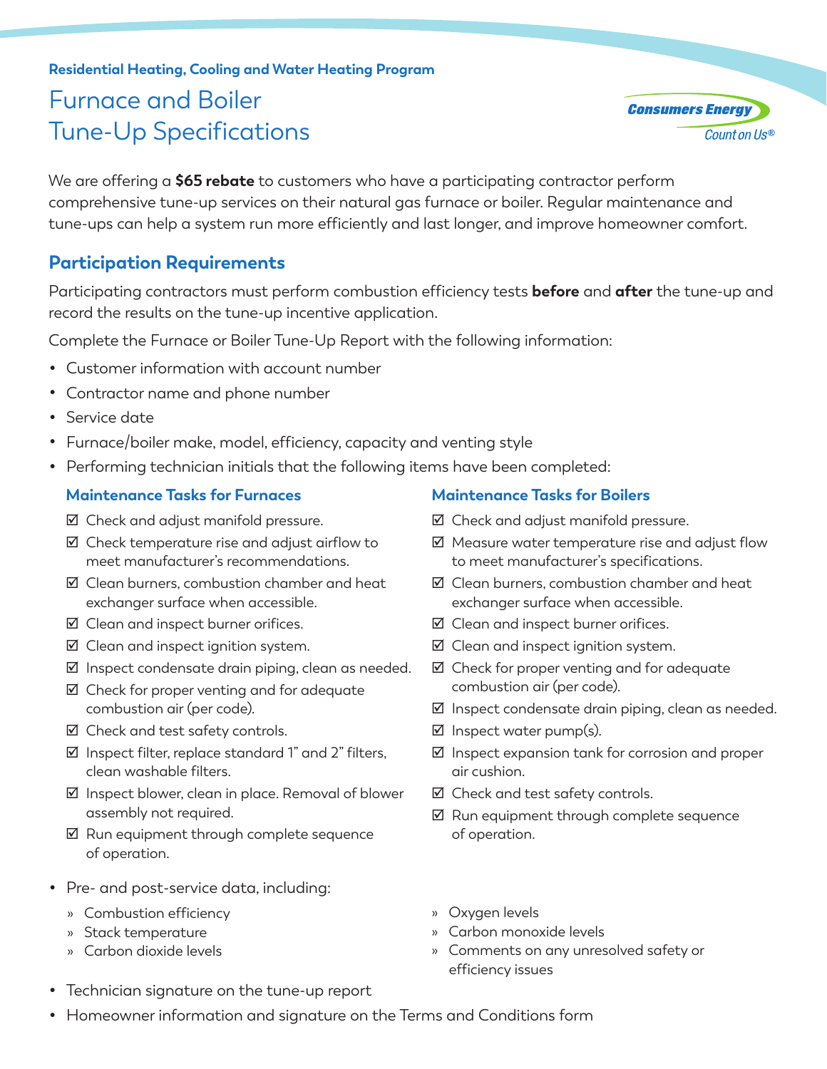**Residential Heating, Cooling and Water Heating Program**

# Furnace and Boiler Tune-Up Specifications

Consumers Energy
Count on Us®

We are offering a **$65 rebate** to customers who have a participating contractor perform comprehensive tune-up services on their natural gas furnace or boiler. Regular maintenance and tune-ups can help a system run more efficiently and last longer, and improve homeowner comfort.

## Participation Requirements

Participating contractors must perform combustion efficiency tests **before** and **after** the tune-up and record the results on the tune-up incentive application.

Complete the Furnace or Boiler Tune-Up Report with the following information:

- Customer information with account number
- Contractor name and phone number
- Service date
- Furnace/boiler make, model, efficiency, capacity and venting style
- Performing technician initials that the following items have been completed:

### Maintenance Tasks for Furnaces

- ☑ Check and adjust manifold pressure.
- ☑ Check temperature rise and adjust airflow to meet manufacturer's recommendations.
- ☑ Clean burners, combustion chamber and heat exchanger surface when accessible.
- ☑ Clean and inspect burner orifices.
- ☑ Clean and inspect ignition system.
- ☑ Inspect condensate drain piping, clean as needed.
- ☑ Check for proper venting and for adequate combustion air (per code).
- ☑ Check and test safety controls.
- ☑ Inspect filter, replace standard 1" and 2" filters, clean washable filters.
- ☑ Inspect blower, clean in place. Removal of blower assembly not required.
- ☑ Run equipment through complete sequence of operation.

### Maintenance Tasks for Boilers

- ☑ Check and adjust manifold pressure.
- ☑ Measure water temperature rise and adjust flow to meet manufacturer's specifications.
- ☑ Clean burners, combustion chamber and heat exchanger surface when accessible.
- ☑ Clean and inspect burner orifices.
- ☑ Clean and inspect ignition system.
- ☑ Check for proper venting and for adequate combustion air (per code).
- ☑ Inspect condensate drain piping, clean as needed.
- ☑ Inspect water pump(s).
- ☑ Inspect expansion tank for corrosion and proper air cushion.
- ☑ Check and test safety controls.
- ☑ Run equipment through complete sequence of operation.

- Pre- and post-service data, including:
  - Combustion efficiency
  - Stack temperature
  - Carbon dioxide levels
  - Oxygen levels
  - Carbon monoxide levels
  - Comments on any unresolved safety or efficiency issues
- Technician signature on the tune-up report
- Homeowner information and signature on the Terms and Conditions form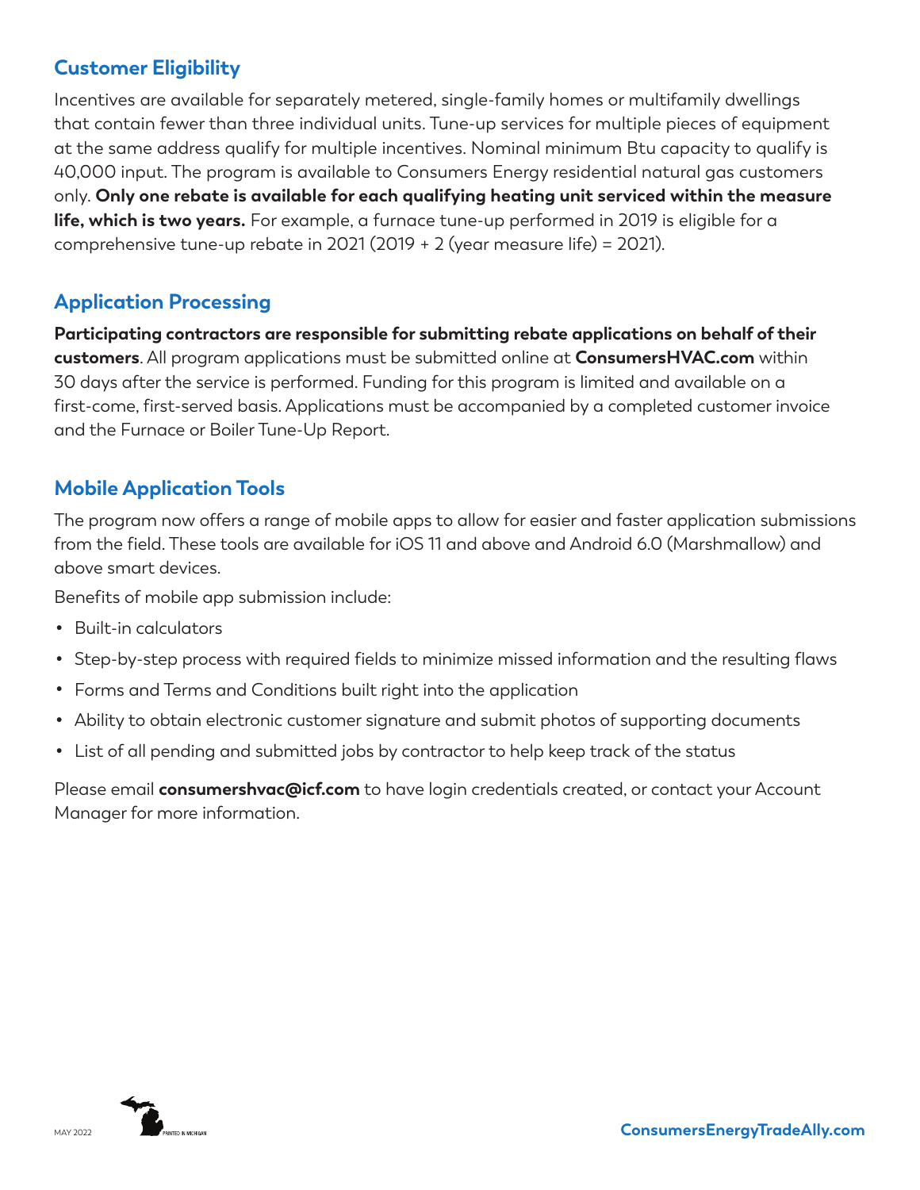## Customer Eligibility

Incentives are available for separately metered, single-family homes or multifamily dwellings that contain fewer than three individual units. Tune-up services for multiple pieces of equipment at the same address qualify for multiple incentives. Nominal minimum Btu capacity to qualify is 40,000 input. The program is available to Consumers Energy residential natural gas customers only. **Only one rebate is available for each qualifying heating unit serviced within the measure life, which is two years.** For example, a furnace tune-up performed in 2019 is eligible for a comprehensive tune-up rebate in 2021 (2019 + 2 (year measure life) = 2021).

## Application Processing

**Participating contractors are responsible for submitting rebate applications on behalf of their customers**. All program applications must be submitted online at **ConsumersHVAC.com** within 30 days after the service is performed. Funding for this program is limited and available on a first-come, first-served basis. Applications must be accompanied by a completed customer invoice and the Furnace or Boiler Tune-Up Report.

## Mobile Application Tools

The program now offers a range of mobile apps to allow for easier and faster application submissions from the field. These tools are available for iOS 11 and above and Android 6.0 (Marshmallow) and above smart devices.

Benefits of mobile app submission include:

- Built-in calculators
- Step-by-step process with required fields to minimize missed information and the resulting flaws
- Forms and Terms and Conditions built right into the application
- Ability to obtain electronic customer signature and submit photos of supporting documents
- List of all pending and submitted jobs by contractor to help keep track of the status

Please email **consumershvac@icf.com** to have login credentials created, or contact your Account Manager for more information.

MAY 2022 PRINTED IN MICHIGAN

**ConsumersEnergyTradeAlly.com**